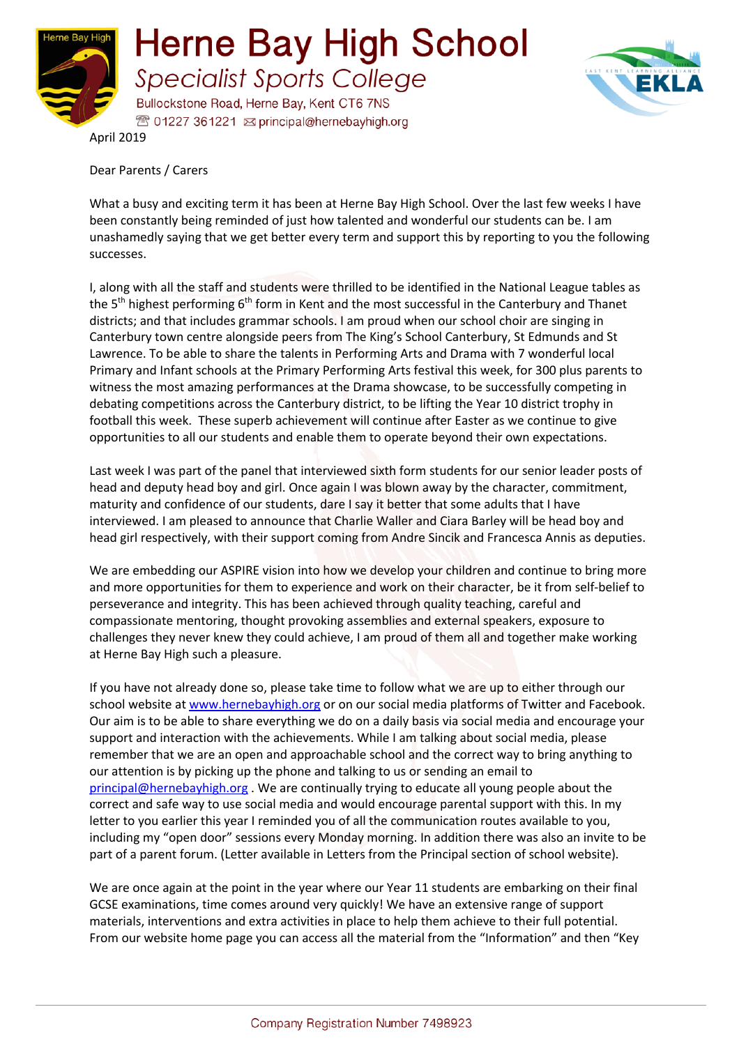# Herne Bay High School

*Specialist Sports College*

Bullockstone Road, Herne Bay, Kent CT6 7NS
01227 361221 principal@hernebayhigh.org

April 2019

Dear Parents / Carers

What a busy and exciting term it has been at Herne Bay High School. Over the last few weeks I have been constantly being reminded of just how talented and wonderful our students can be. I am unashamedly saying that we get better every term and support this by reporting to you the following successes.

I, along with all the staff and students were thrilled to be identified in the National League tables as the 5th highest performing 6th form in Kent and the most successful in the Canterbury and Thanet districts; and that includes grammar schools. I am proud when our school choir are singing in Canterbury town centre alongside peers from The King's School Canterbury, St Edmunds and St Lawrence. To be able to share the talents in Performing Arts and Drama with 7 wonderful local Primary and Infant schools at the Primary Performing Arts festival this week, for 300 plus parents to witness the most amazing performances at the Drama showcase, to be successfully competing in debating competitions across the Canterbury district, to be lifting the Year 10 district trophy in football this week. These superb achievement will continue after Easter as we continue to give opportunities to all our students and enable them to operate beyond their own expectations.

Last week I was part of the panel that interviewed sixth form students for our senior leader posts of head and deputy head boy and girl. Once again I was blown away by the character, commitment, maturity and confidence of our students, dare I say it better that some adults that I have interviewed. I am pleased to announce that Charlie Waller and Ciara Barley will be head boy and head girl respectively, with their support coming from Andre Sincik and Francesca Annis as deputies.

We are embedding our ASPIRE vision into how we develop your children and continue to bring more and more opportunities for them to experience and work on their character, be it from self-belief to perseverance and integrity. This has been achieved through quality teaching, careful and compassionate mentoring, thought provoking assemblies and external speakers, exposure to challenges they never knew they could achieve, I am proud of them all and together make working at Herne Bay High such a pleasure.

If you have not already done so, please take time to follow what we are up to either through our school website at www.hernebayhigh.org or on our social media platforms of Twitter and Facebook. Our aim is to be able to share everything we do on a daily basis via social media and encourage your support and interaction with the achievements. While I am talking about social media, please remember that we are an open and approachable school and the correct way to bring anything to our attention is by picking up the phone and talking to us or sending an email to principal@hernebayhigh.org . We are continually trying to educate all young people about the correct and safe way to use social media and would encourage parental support with this. In my letter to you earlier this year I reminded you of all the communication routes available to you, including my "open door" sessions every Monday morning. In addition there was also an invite to be part of a parent forum. (Letter available in Letters from the Principal section of school website).

We are once again at the point in the year where our Year 11 students are embarking on their final GCSE examinations, time comes around very quickly! We have an extensive range of support materials, interventions and extra activities in place to help them achieve to their full potential. From our website home page you can access all the material from the "Information" and then "Key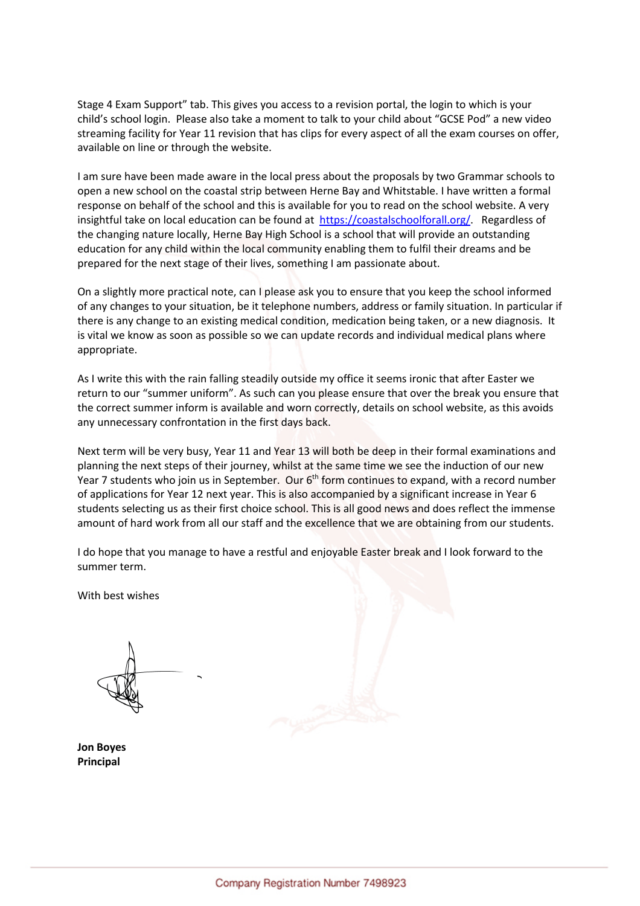Stage 4 Exam Support" tab. This gives you access to a revision portal, the login to which is your child's school login. Please also take a moment to talk to your child about "GCSE Pod" a new video streaming facility for Year 11 revision that has clips for every aspect of all the exam courses on offer, available on line or through the website.

I am sure have been made aware in the local press about the proposals by two Grammar schools to open a new school on the coastal strip between Herne Bay and Whitstable. I have written a formal response on behalf of the school and this is available for you to read on the school website. A very insightful take on local education can be found at [https://coastalschoolforall.org/](https://coastalschoolforall.org/). Regardless of the changing nature locally, Herne Bay High School is a school that will provide an outstanding education for any child within the local community enabling them to fulfil their dreams and be prepared for the next stage of their lives, something I am passionate about.

On a slightly more practical note, can I please ask you to ensure that you keep the school informed of any changes to your situation, be it telephone numbers, address or family situation. In particular if there is any change to an existing medical condition, medication being taken, or a new diagnosis. It is vital we know as soon as possible so we can update records and individual medical plans where appropriate.

As I write this with the rain falling steadily outside my office it seems ironic that after Easter we return to our "summer uniform". As such can you please ensure that over the break you ensure that the correct summer inform is available and worn correctly, details on school website, as this avoids any unnecessary confrontation in the first days back.

Next term will be very busy, Year 11 and Year 13 will both be deep in their formal examinations and planning the next steps of their journey, whilst at the same time we see the induction of our new Year 7 students who join us in September. Our 6th form continues to expand, with a record number of applications for Year 12 next year. This is also accompanied by a significant increase in Year 6 students selecting us as their first choice school. This is all good news and does reflect the immense amount of hard work from all our staff and the excellence that we are obtaining from our students.

I do hope that you manage to have a restful and enjoyable Easter break and I look forward to the summer term.

With best wishes

**Jon Boyes**
**Principal**

Company Registration Number 7498923